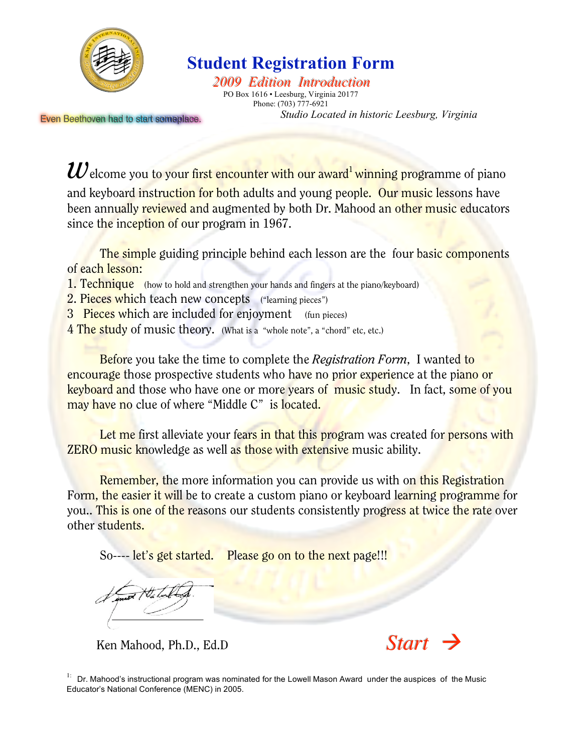# Student Registration Form

*2009 Edition Introduction*

PO Box 1616 • Leesburg, Virginia 20177
Phone: (703) 777-6921

*Studio Located in historic Leesburg, Virginia*

Even Beethoven had to start someplace.

Welcome you to your first encounter with our award[1] winning programme of piano and keyboard instruction for both adults and young people. Our music lessons have been annually reviewed and augmented by both Dr. Mahood an other music educators since the inception of our program in 1967.

The simple guiding principle behind each lesson are the four basic components of each lesson:

1. Technique (how to hold and strengthen your hands and fingers at the piano/keyboard)
2. Pieces which teach new concepts ("learning pieces")
3. Pieces which are included for enjoyment (fun pieces)
4. The study of music theory. (What is a "whole note", a "chord" etc, etc.)

Before you take the time to complete the *Registration Form*, I wanted to encourage those prospective students who have no prior experience at the piano or keyboard and those who have one or more years of music study. In fact, some of you may have no clue of where "Middle C" is located.

Let me first alleviate your fears in that this program was created for persons with ZERO music knowledge as well as those with extensive music ability.

Remember, the more information you can provide us with on this Registration Form, the easier it will be to create a custom piano or keyboard learning programme for you.. This is one of the reasons our students consistently progress at twice the rate over other students.

So---- let's get started. Please go on to the next page!!!

Ken Mahood, Ph.D., Ed.D

*Start →*

[1]: Dr. Mahood's instructional program was nominated for the Lowell Mason Award under the auspices of the Music Educator's National Conference (MENC) in 2005.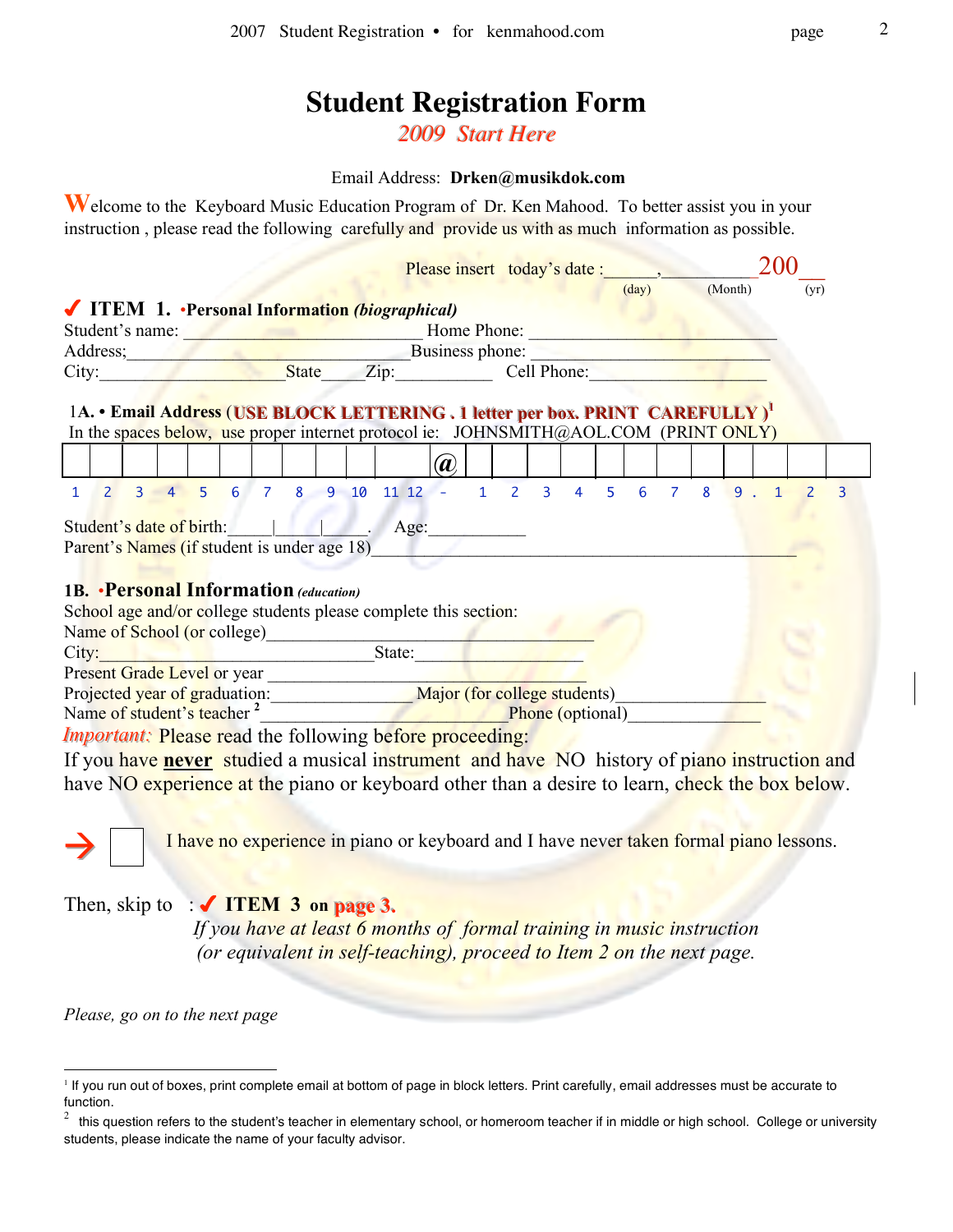# Student Registration Form

*2009 Start Here*

Email Address: **Drken@musikdok.com**

Welcome to the Keyboard Music Education Program of Dr. Ken Mahood. To better assist you in your instruction , please read the following carefully and provide us with as much information as possible.

Please insert today's date :\_\_\_\_\_\_,\_\_\_\_\_\_\_\_\_\_200\_\_
(day) (Month) (yr)

## ✓ ITEM 1. •Personal Information *(biographical)*

Student's name: \_\_\_\_\_\_\_\_\_\_\_\_\_\_\_\_\_\_\_\_\_\_\_\_\_\_ Home Phone: \_\_\_\_\_\_\_\_\_\_\_\_\_\_\_\_\_\_\_\_\_\_\_\_\_\_\_
Address;\_\_\_\_\_\_\_\_\_\_\_\_\_\_\_\_\_\_\_\_\_\_\_\_\_\_\_\_\_\_\_\_Business phone: \_\_\_\_\_\_\_\_\_\_\_\_\_\_\_\_\_\_\_\_\_\_\_\_\_\_
City:\_\_\_\_\_\_\_\_\_\_\_\_\_\_\_\_\_\_\_\_\_State\_\_\_\_\_Zip:\_\_\_\_\_\_\_\_\_\_\_ Cell Phone:\_\_\_\_\_\_\_\_\_\_\_\_\_\_\_\_\_\_\_\_\_

### 1A. • Email Address (USE BLOCK LETTERING . 1 letter per box. PRINT CAREFULLY )[1]

In the spaces below, use proper internet protocol ie: JOHNSMITH@AOL.COM (PRINT ONLY)

| | | | | | | | | | | | | @ | | | | | | | | | | | | | |
|---|---|---|---|---|---|---|---|---|---|---|---|---|---|---|---|---|---|---|---|---|---|---|---|---|---|
| 1 | 2 | 3 | 4 | 5 | 6 | 7 | 8 | 9 | 10 | 11 | 12 | - | 1 | 2 | 3 | 4 | 5 | 6 | 7 | 8 | 9 | . | 1 | 2 | 3 |

Student's date of birth:\_\_\_\_\_|\_\_\_\_\_|\_\_\_\_\_. Age:\_\_\_\_\_\_\_\_\_\_\_
Parent's Names (if student is under age 18)\_\_\_\_\_\_\_\_\_\_\_\_\_\_\_\_\_\_\_\_\_\_\_\_\_\_\_\_\_\_\_\_\_\_\_\_\_\_\_\_\_\_\_\_\_\_\_\_

### 1B. •Personal Information *(education)*

School age and/or college students please complete this section:
Name of School (or college)\_\_\_\_\_\_\_\_\_\_\_\_\_\_\_\_\_\_\_\_\_\_\_\_\_\_\_\_\_\_\_\_\_\_\_\_\_\_
City:\_\_\_\_\_\_\_\_\_\_\_\_\_\_\_\_\_\_\_\_\_\_\_\_\_\_\_\_\_\_\_\_\_\_\_State:\_\_\_\_\_\_\_\_\_\_\_\_\_\_\_\_\_\_\_\_
Present Grade Level or year \_\_\_\_\_\_\_\_\_\_\_\_\_\_\_\_\_\_\_\_\_\_\_\_\_\_\_\_\_\_\_\_\_\_\_\_\_\_\_\_
Projected year of graduation:\_\_\_\_\_\_\_\_\_\_\_\_\_\_\_\_\_\_Major (for college students)\_\_\_\_\_\_\_\_\_\_\_\_\_\_\_\_\_\_
Name of student's teacher [2] \_\_\_\_\_\_\_\_\_\_\_\_\_\_\_\_\_\_\_\_\_\_\_\_\_\_\_\_\_\_\_Phone (optional)\_\_\_\_\_\_\_\_\_\_\_\_\_\_\_\_

*Important:* Please read the following before proceeding:

If you have **never** studied a musical instrument and have NO history of piano instruction and have NO experience at the piano or keyboard other than a desire to learn, check the box below.

→ ☐ I have no experience in piano or keyboard and I have never taken formal piano lessons.

Then, skip to : ✓ **ITEM 3 on page 3.**

*If you have at least 6 months of formal training in music instruction (or equivalent in self-teaching), proceed to Item 2 on the next page.*

*Please, go on to the next page*

---

[1] If you run out of boxes, print complete email at bottom of page in block letters. Print carefully, email addresses must be accurate to function.

[2] this question refers to the student's teacher in elementary school, or homeroom teacher if in middle or high school. College or university students, please indicate the name of your faculty advisor.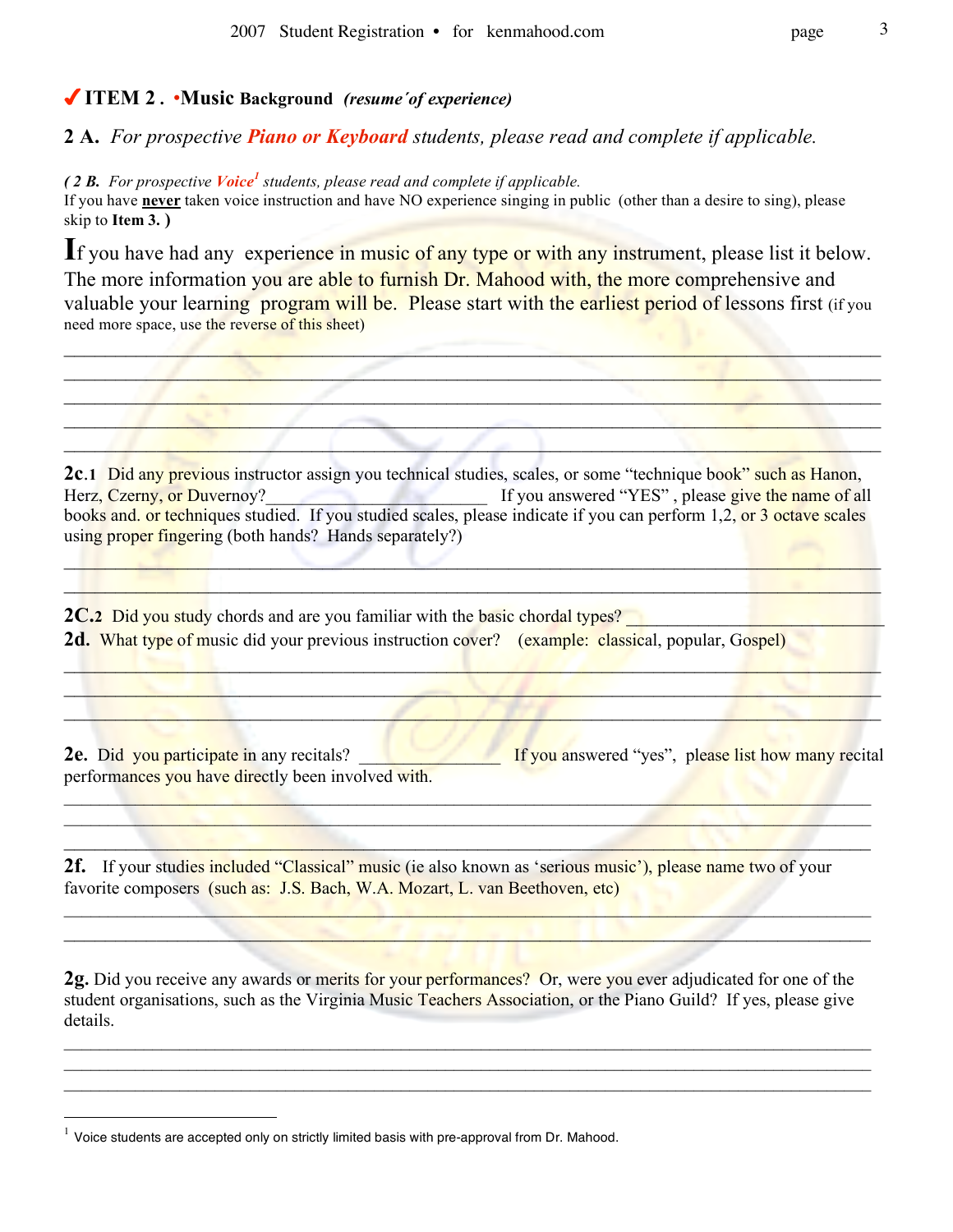## ✔ ITEM 2 . •Music Background *(resume´of experience)*

### 2 A. *For prospective **Piano or Keyboard** students, please read and complete if applicable.*

*( 2 B. For prospective **Voice**[1] students, please read and complete if applicable.*
If you have **never** taken voice instruction and have NO experience singing in public (other than a desire to sing), please skip to **Item 3. )**

If you have had any experience in music of any type or with any instrument, please list it below. The more information you are able to furnish Dr. Mahood with, the more comprehensive and valuable your learning program will be. Please start with the earliest period of lessons first (if you need more space, use the reverse of this sheet)

_______________________________________________________________________________
_______________________________________________________________________________
_______________________________________________________________________________
_______________________________________________________________________________
_______________________________________________________________________________

**2c.1** Did any previous instructor assign you technical studies, scales, or some "technique book" such as Hanon, Herz, Czerny, or Duvernoy?________________________ If you answered "YES" , please give the name of all books and. or techniques studied. If you studied scales, please indicate if you can perform 1,2, or 3 octave scales using proper fingering (both hands? Hands separately?)

_______________________________________________________________________________
_______________________________________________________________________________

**2C.2** Did you study chords and are you familiar with the basic chordal types? ___________________________

**2d.** What type of music did your previous instruction cover? (example: classical, popular, Gospel)

_______________________________________________________________________________
_______________________________________________________________________________
_______________________________________________________________________________

**2e.** Did you participate in any recitals? _______________ If you answered "yes", please list how many recital performances you have directly been involved with.

_______________________________________________________________________________
_______________________________________________________________________________
_______________________________________________________________________________

**2f.** If your studies included "Classical" music (ie also known as 'serious music'), please name two of your favorite composers (such as: J.S. Bach, W.A. Mozart, L. van Beethoven, etc)

_______________________________________________________________________________
_______________________________________________________________________________

**2g.** Did you receive any awards or merits for your performances? Or, were you ever adjudicated for one of the student organisations, such as the Virginia Music Teachers Association, or the Piano Guild? If yes, please give details.

_______________________________________________________________________________
_______________________________________________________________________________
_______________________________________________________________________________

---

[1] Voice students are accepted only on strictly limited basis with pre-approval from Dr. Mahood.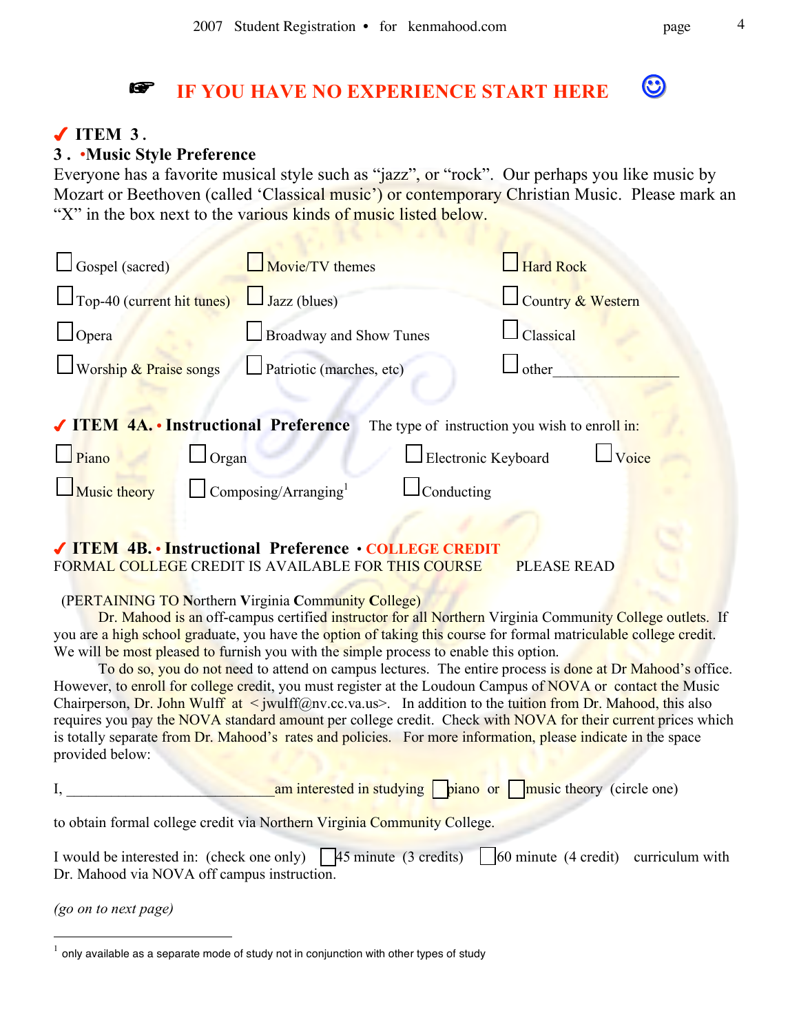☞ **IF YOU HAVE NO EXPERIENCE START HERE** ☺

## ✔ ITEM 3.

### 3. •Music Style Preference

Everyone has a favorite musical style such as "jazz", or "rock". Our perhaps you like music by Mozart or Beethoven (called 'Classical music') or contemporary Christian Music. Please mark an "X" in the box next to the various kinds of music listed below.

| | | |
|---|---|---|
| ☐ Gospel (sacred) | ☐ Movie/TV themes | ☐ Hard Rock |
| ☐ Top-40 (current hit tunes) | ☐ Jazz (blues) | ☐ Country & Western |
| ☐ Opera | ☐ Broadway and Show Tunes | ☐ Classical |
| ☐ Worship & Praise songs | ☐ Patriotic (marches, etc) | ☐ other_________________ |

## ✔ ITEM 4A. • Instructional Preference

The type of instruction you wish to enroll in:

| | | | |
|---|---|---|---|
| ☐ Piano | ☐ Organ | ☐ Electronic Keyboard | ☐ Voice |
| ☐ Music theory | ☐ Composing/Arranging[1] | ☐ Conducting | |

## ✔ ITEM 4B. • Instructional Preference • COLLEGE CREDIT

FORMAL COLLEGE CREDIT IS AVAILABLE FOR THIS COURSE PLEASE READ

(PERTAINING TO **N**orthern **V**irginia **C**ommunity **C**ollege)

Dr. Mahood is an off-campus certified instructor for all Northern Virginia Community College outlets. If you are a high school graduate, you have the option of taking this course for formal matriculable college credit. We will be most pleased to furnish you with the simple process to enable this option.

To do so, you do not need to attend on campus lectures. The entire process is done at Dr Mahood's office. However, to enroll for college credit, you must register at the Loudoun Campus of NOVA or contact the Music Chairperson, Dr. John Wulff at < jwulff@nv.cc.va.us>. In addition to the tuition from Dr. Mahood, this also requires you pay the NOVA standard amount per college credit. Check with NOVA for their current prices which is totally separate from Dr. Mahood's rates and policies. For more information, please indicate in the space provided below:

I, _____________________________am interested in studying ☐ piano or ☐ music theory (circle one)

to obtain formal college credit via Northern Virginia Community College.

I would be interested in: (check one only) ☐ 45 minute (3 credits) ☐ 60 minute (4 credit) curriculum with Dr. Mahood via NOVA off campus instruction.

*(go on to next page)*

---

[1] only available as a separate mode of study not in conjunction with other types of study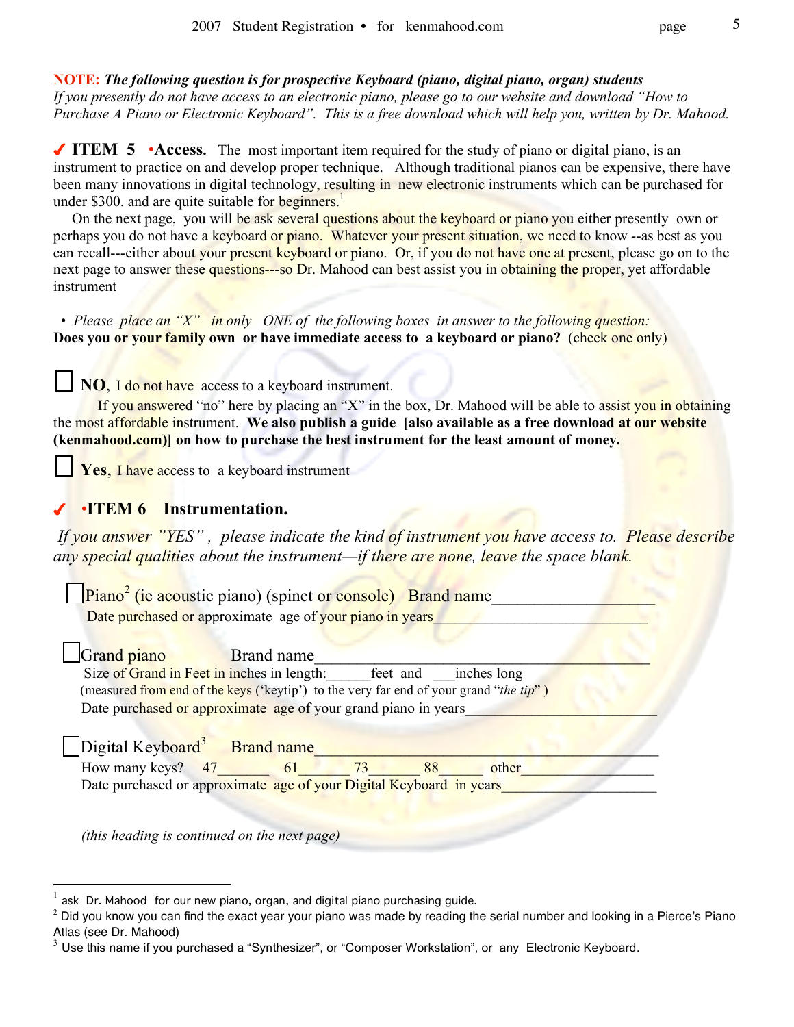**NOTE:** ***The following question is for prospective Keyboard (piano, digital piano, organ) students***
*If you presently do not have access to an electronic piano, please go to our website and download "How to Purchase A Piano or Electronic Keyboard". This is a free download which will help you, written by Dr. Mahood.*

✔ **ITEM 5 •Access.** The most important item required for the study of piano or digital piano, is an instrument to practice on and develop proper technique. Although traditional pianos can be expensive, there have been many innovations in digital technology, resulting in new electronic instruments which can be purchased for under $300. and are quite suitable for beginners.[1]

On the next page, you will be ask several questions about the keyboard or piano you either presently own or perhaps you do not have a keyboard or piano. Whatever your present situation, we need to know --as best as you can recall---either about your present keyboard or piano. Or, if you do not have one at present, please go on to the next page to answer these questions---so Dr. Mahood can best assist you in obtaining the proper, yet affordable instrument

- *Please place an "X" in only ONE of the following boxes in answer to the following question:*

**Does you or your family own or have immediate access to a keyboard or piano?** (check one only)

☐ **NO**, I do not have access to a keyboard instrument.

If you answered "no" here by placing an "X" in the box, Dr. Mahood will be able to assist you in obtaining the most affordable instrument. **We also publish a guide [also available as a free download at our website (kenmahood.com)] on how to purchase the best instrument for the least amount of money.**

☐ **Yes**, I have access to a keyboard instrument

✔ **•ITEM 6 Instrumentation.**

*If you answer "YES", please indicate the kind of instrument you have access to. Please describe any special qualities about the instrument—if there are none, leave the space blank.*

☐ Piano[2] (ie acoustic piano) (spinet or console) Brand name___________________
Date purchased or approximate age of your piano in years___________________________

☐ Grand piano Brand name_______________________________________
Size of Grand in Feet in inches in length:______feet and ___inches long
(measured from end of the keys ('keytip') to the very far end of your grand "*the tip*")
Date purchased or approximate age of your grand piano in years__________________________

☐ Digital Keyboard[3] Brand name_______________________________________
How many keys? 47_______ 61_______ 73_______ 88______ other_________________
Date purchased or approximate age of your Digital Keyboard in years____________________

*(this heading is continued on the next page)*

---

[1] ask Dr. Mahood for our new piano, organ, and digital piano purchasing guide.
[2] Did you know you can find the exact year your piano was made by reading the serial number and looking in a Pierce's Piano Atlas (see Dr. Mahood)
[3] Use this name if you purchased a "Synthesizer", or "Composer Workstation", or any Electronic Keyboard.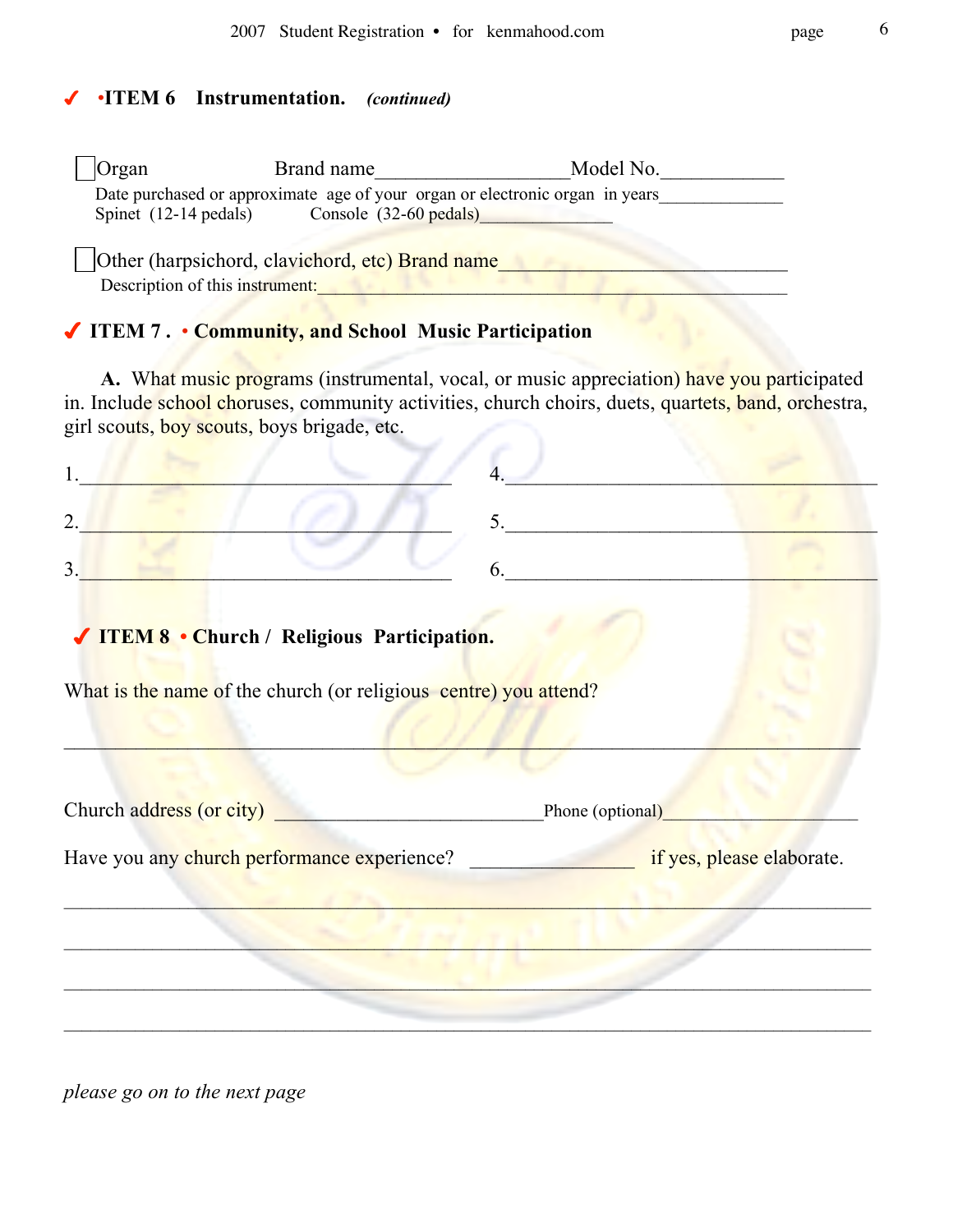## ✓ •ITEM 6 Instrumentation. *(continued)*

☐ Organ Brand name____________________Model No.____________

Date purchased or approximate age of your organ or electronic organ in years______________

Spinet (12-14 pedals) Console (32-60 pedals)_______________

☐ Other (harpsichord, clavichord, etc) Brand name____________________________

Description of this instrument:__________________________________________________

## ✓ ITEM 7 . • Community, and School Music Participation

**A.** What music programs (instrumental, vocal, or music appreciation) have you participated in. Include school choruses, community activities, church choirs, duets, quartets, band, orchestra, girl scouts, boy scouts, boys brigade, etc.

1.____________________________________ 4.____________________________________

2.____________________________________ 5.____________________________________

3.____________________________________ 6.____________________________________

## ✓ ITEM 8 • Church / Religious Participation.

What is the name of the church (or religious centre) you attend?

_____________________________________________________________________________

Church address (or city) __________________________Phone (optional)____________________

Have you any church performance experience? ________________ if yes, please elaborate.

_____________________________________________________________________________

_____________________________________________________________________________

_____________________________________________________________________________

_____________________________________________________________________________

*please go on to the next page*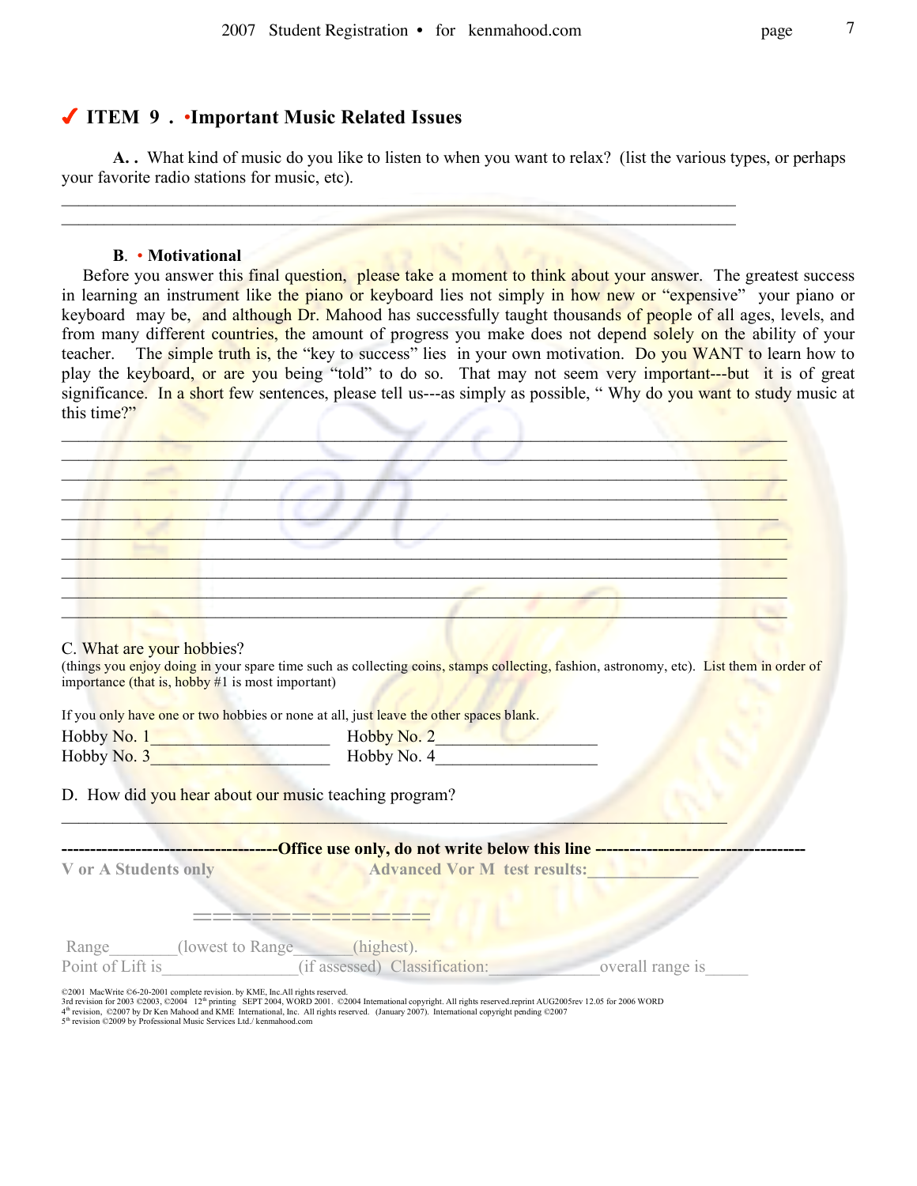## ✔ ITEM 9 . •Important Music Related Issues

**A. .** What kind of music do you like to listen to when you want to relax? (list the various types, or perhaps your favorite radio stations for music, etc).

\_\_\_\_\_\_\_\_\_\_\_\_\_\_\_\_\_\_\_\_\_\_\_\_\_\_\_\_\_\_\_\_\_\_\_\_\_\_\_\_\_\_\_\_\_\_\_\_\_\_\_\_\_\_\_\_\_\_\_\_\_\_\_\_\_\_\_\_\_\_\_\_\_\_\_\_\_\_

\_\_\_\_\_\_\_\_\_\_\_\_\_\_\_\_\_\_\_\_\_\_\_\_\_\_\_\_\_\_\_\_\_\_\_\_\_\_\_\_\_\_\_\_\_\_\_\_\_\_\_\_\_\_\_\_\_\_\_\_\_\_\_\_\_\_\_\_\_\_\_\_\_\_\_\_\_\_

**B. • Motivational**

Before you answer this final question, please take a moment to think about your answer. The greatest success in learning an instrument like the piano or keyboard lies not simply in how new or "expensive" your piano or keyboard may be, and although Dr. Mahood has successfully taught thousands of people of all ages, levels, and from many different countries, the amount of progress you make does not depend solely on the ability of your teacher. The simple truth is, the "key to success" lies in your own motivation. Do you WANT to learn how to play the keyboard, or are you being "told" to do so. That may not seem very important---but it is of great significance. In a short few sentences, please tell us---as simply as possible, " Why do you want to study music at this time?"

\_\_\_\_\_\_\_\_\_\_\_\_\_\_\_\_\_\_\_\_\_\_\_\_\_\_\_\_\_\_\_\_\_\_\_\_\_\_\_\_\_\_\_\_\_\_\_\_\_\_\_\_\_\_\_\_\_\_\_\_\_\_\_\_\_\_\_\_\_\_\_\_\_\_\_\_\_\_

\_\_\_\_\_\_\_\_\_\_\_\_\_\_\_\_\_\_\_\_\_\_\_\_\_\_\_\_\_\_\_\_\_\_\_\_\_\_\_\_\_\_\_\_\_\_\_\_\_\_\_\_\_\_\_\_\_\_\_\_\_\_\_\_\_\_\_\_\_\_\_\_\_\_\_\_\_\_

\_\_\_\_\_\_\_\_\_\_\_\_\_\_\_\_\_\_\_\_\_\_\_\_\_\_\_\_\_\_\_\_\_\_\_\_\_\_\_\_\_\_\_\_\_\_\_\_\_\_\_\_\_\_\_\_\_\_\_\_\_\_\_\_\_\_\_\_\_\_\_\_\_\_\_\_\_\_

\_\_\_\_\_\_\_\_\_\_\_\_\_\_\_\_\_\_\_\_\_\_\_\_\_\_\_\_\_\_\_\_\_\_\_\_\_\_\_\_\_\_\_\_\_\_\_\_\_\_\_\_\_\_\_\_\_\_\_\_\_\_\_\_\_\_\_\_\_\_\_\_\_\_\_\_\_\_

\_\_\_\_\_\_\_\_\_\_\_\_\_\_\_\_\_\_\_\_\_\_\_\_\_\_\_\_\_\_\_\_\_\_\_\_\_\_\_\_\_\_\_\_\_\_\_\_\_\_\_\_\_\_\_\_\_\_\_\_\_\_\_\_\_\_\_\_\_\_\_\_\_\_\_\_\_\_

\_\_\_\_\_\_\_\_\_\_\_\_\_\_\_\_\_\_\_\_\_\_\_\_\_\_\_\_\_\_\_\_\_\_\_\_\_\_\_\_\_\_\_\_\_\_\_\_\_\_\_\_\_\_\_\_\_\_\_\_\_\_\_\_\_\_\_\_\_\_\_\_\_\_\_\_\_\_

\_\_\_\_\_\_\_\_\_\_\_\_\_\_\_\_\_\_\_\_\_\_\_\_\_\_\_\_\_\_\_\_\_\_\_\_\_\_\_\_\_\_\_\_\_\_\_\_\_\_\_\_\_\_\_\_\_\_\_\_\_\_\_\_\_\_\_\_\_\_\_\_\_\_\_\_\_\_

\_\_\_\_\_\_\_\_\_\_\_\_\_\_\_\_\_\_\_\_\_\_\_\_\_\_\_\_\_\_\_\_\_\_\_\_\_\_\_\_\_\_\_\_\_\_\_\_\_\_\_\_\_\_\_\_\_\_\_\_\_\_\_\_\_\_\_\_\_\_\_\_\_\_\_\_\_\_

\_\_\_\_\_\_\_\_\_\_\_\_\_\_\_\_\_\_\_\_\_\_\_\_\_\_\_\_\_\_\_\_\_\_\_\_\_\_\_\_\_\_\_\_\_\_\_\_\_\_\_\_\_\_\_\_\_\_\_\_\_\_\_\_\_\_\_\_\_\_\_\_\_\_\_\_\_\_

\_\_\_\_\_\_\_\_\_\_\_\_\_\_\_\_\_\_\_\_\_\_\_\_\_\_\_\_\_\_\_\_\_\_\_\_\_\_\_\_\_\_\_\_\_\_\_\_\_\_\_\_\_\_\_\_\_\_\_\_\_\_\_\_\_\_\_\_\_\_\_\_\_\_\_\_\_\_

C. What are your hobbies?
(things you enjoy doing in your spare time such as collecting coins, stamps collecting, fashion, astronomy, etc). List them in order of importance (that is, hobby #1 is most important)

If you only have one or two hobbies or none at all, just leave the other spaces blank.

Hobby No. 1\_\_\_\_\_\_\_\_\_\_\_\_\_\_\_\_\_\_\_\_ Hobby No. 2\_\_\_\_\_\_\_\_\_\_\_\_\_\_\_\_\_\_\_\_

Hobby No. 3\_\_\_\_\_\_\_\_\_\_\_\_\_\_\_\_\_\_\_\_ Hobby No. 4\_\_\_\_\_\_\_\_\_\_\_\_\_\_\_\_\_\_\_\_

D. How did you hear about our music teaching program?

\_\_\_\_\_\_\_\_\_\_\_\_\_\_\_\_\_\_\_\_\_\_\_\_\_\_\_\_\_\_\_\_\_\_\_\_\_\_\_\_\_\_\_\_\_\_\_\_\_\_\_\_\_\_\_\_\_\_\_\_\_\_\_\_\_\_\_\_\_\_\_\_\_\_\_\_\_\_

**-------------------------------------Office use only, do not write below this line ------------------------------------**

**V or A Students only** **Advanced Vor M test results:**\_\_\_\_\_\_\_\_\_\_\_\_

==============

Range\_\_\_\_\_\_\_\_(lowest to Range\_\_\_\_\_\_\_(highest).

Point of Lift is\_\_\_\_\_\_\_\_\_\_\_\_\_\_\_\_\_(if assessed) Classification:\_\_\_\_\_\_\_\_\_\_\_\_\_overall range is\_\_\_\_\_

©2001 MacWrite ©6-20-2001 complete revision. by KME, Inc.All rights reserved.
3rd revision for 2003 ©2003, ©2004 12th printing SEPT 2004, WORD 2001. ©2004 International copyright. All rights reserved.reprint AUG2005rev 12.05 for 2006 WORD
4th revision, ©2007 by Dr Ken Mahood and KME International, Inc. All rights reserved. (January 2007). International copyright pending ©2007
5th revision ©2009 by Professional Music Services Ltd./ kenmahood.com